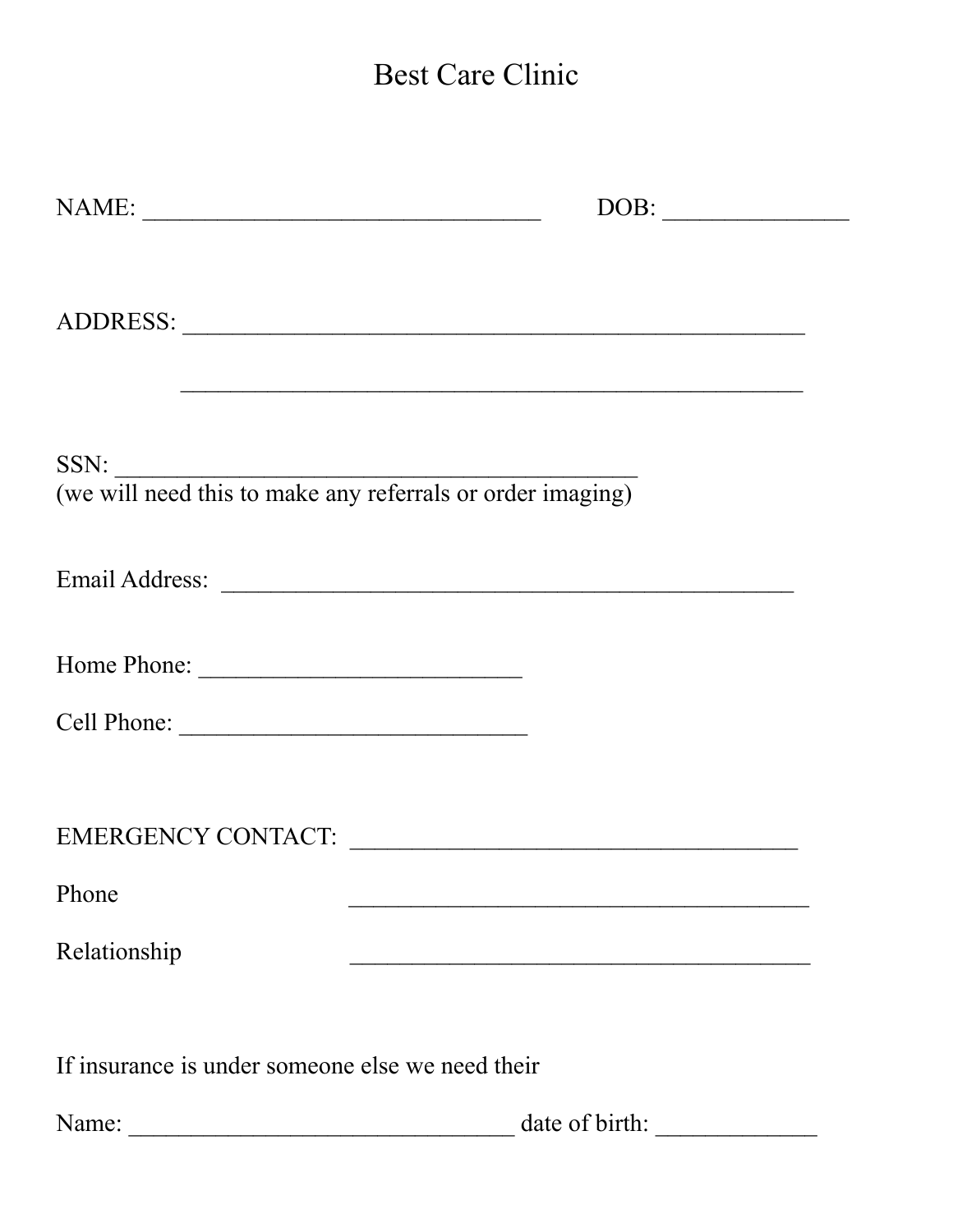# Best Care Clinic

NAME: _________________________________ DOB: _______________

ADDRESS: ____________________________________________________

____________________________________________________

SSN: ___________________________________________
(we will need this to make any referrals or order imaging)

Email Address: _______________________________________________

Home Phone: ___________________________

Cell Phone: _____________________________

EMERGENCY CONTACT: _____________________________________

Phone _____________________________________

Relationship _____________________________________

If insurance is under someone else we need their

Name: ________________________________ date of birth: _____________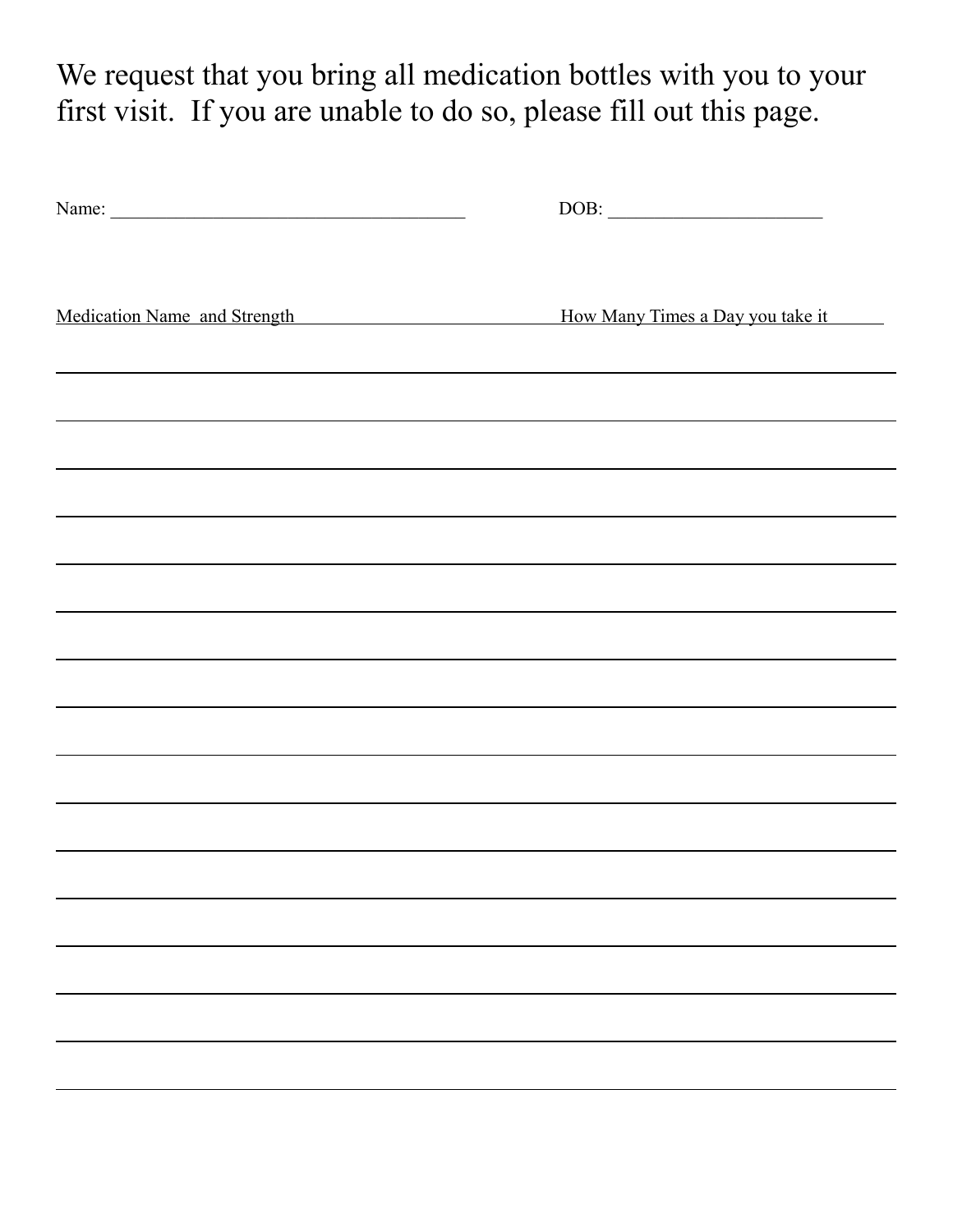We request that you bring all medication bottles with you to your first visit. If you are unable to do so, please fill out this page.

Name: _______________________________________ DOB: _______________________

| Medication Name and Strength | How Many Times a Day you take it |
| --- | --- |
| | |
| | |
| | |
| | |
| | |
| | |
| | |
| | |
| | |
| | |
| | |
| | |
| | |
| | |
| | |
| | |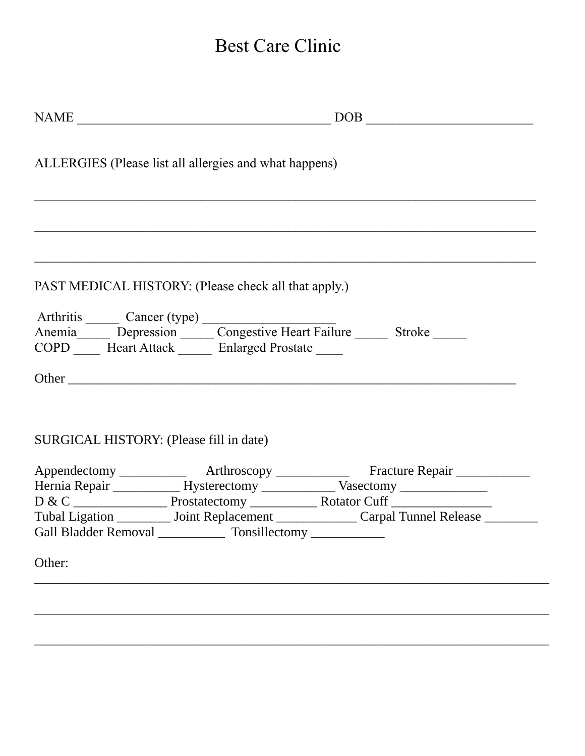# Best Care Clinic

NAME ______________________________________ DOB _________________________

ALLERGIES (Please list all allergies and what happens)

___________________________________________________________________________

___________________________________________________________________________

___________________________________________________________________________

PAST MEDICAL HISTORY: (Please check all that apply.)

Arthritis _____ Cancer (type) ___________________
Anemia_____ Depression _____ Congestive Heart Failure _____ Stroke _____
COPD ____ Heart Attack _____ Enlarged Prostate ____

Other ______________________________________________________________________

SURGICAL HISTORY: (Please fill in date)

Appendectomy __________ Arthroscopy ___________ Fracture Repair ___________
Hernia Repair __________ Hysterectomy ___________ Vasectomy _____________
D & C ______________ Prostatectomy __________ Rotator Cuff _______________
Tubal Ligation ________ Joint Replacement ____________ Carpal Tunnel Release ________
Gall Bladder Removal __________ Tonsillectomy ___________

Other:
_____________________________________________________________________________

_____________________________________________________________________________

_____________________________________________________________________________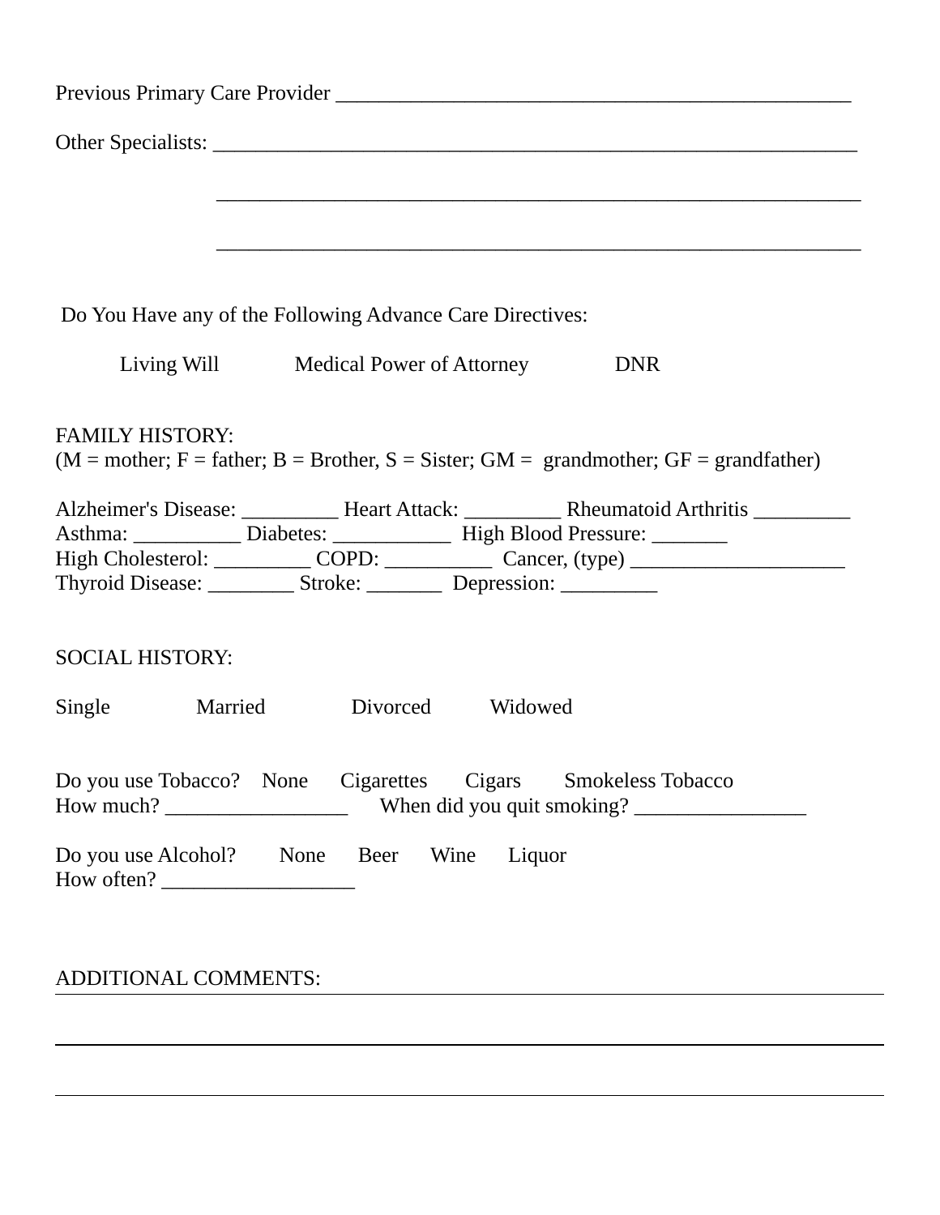Previous Primary Care Provider ___________________________________________________

Other Specialists: _________________________________________________________________

_________________________________________________________________

_________________________________________________________________

Do You Have any of the Following Advance Care Directives:

Living Will    Medical Power of Attorney    DNR

FAMILY HISTORY:
(M = mother; F = father; B = Brother, S = Sister; GM = grandmother; GF = grandfather)

Alzheimer's Disease: _________ Heart Attack: _________ Rheumatoid Arthritis _________
Asthma: __________ Diabetes: ___________ High Blood Pressure: _______
High Cholesterol: _________ COPD: __________ Cancer, (type) ____________________
Thyroid Disease: ________ Stroke: _______ Depression: _________

SOCIAL HISTORY:

Single    Married    Divorced    Widowed

Do you use Tobacco?  None  Cigarettes  Cigars  Smokeless Tobacco
How much? _________________  When did you quit smoking? ________________

Do you use Alcohol?  None  Beer  Wine  Liquor
How often? __________________

ADDITIONAL COMMENTS: ___________________________________________________________

_________________________________________________________________________________

_________________________________________________________________________________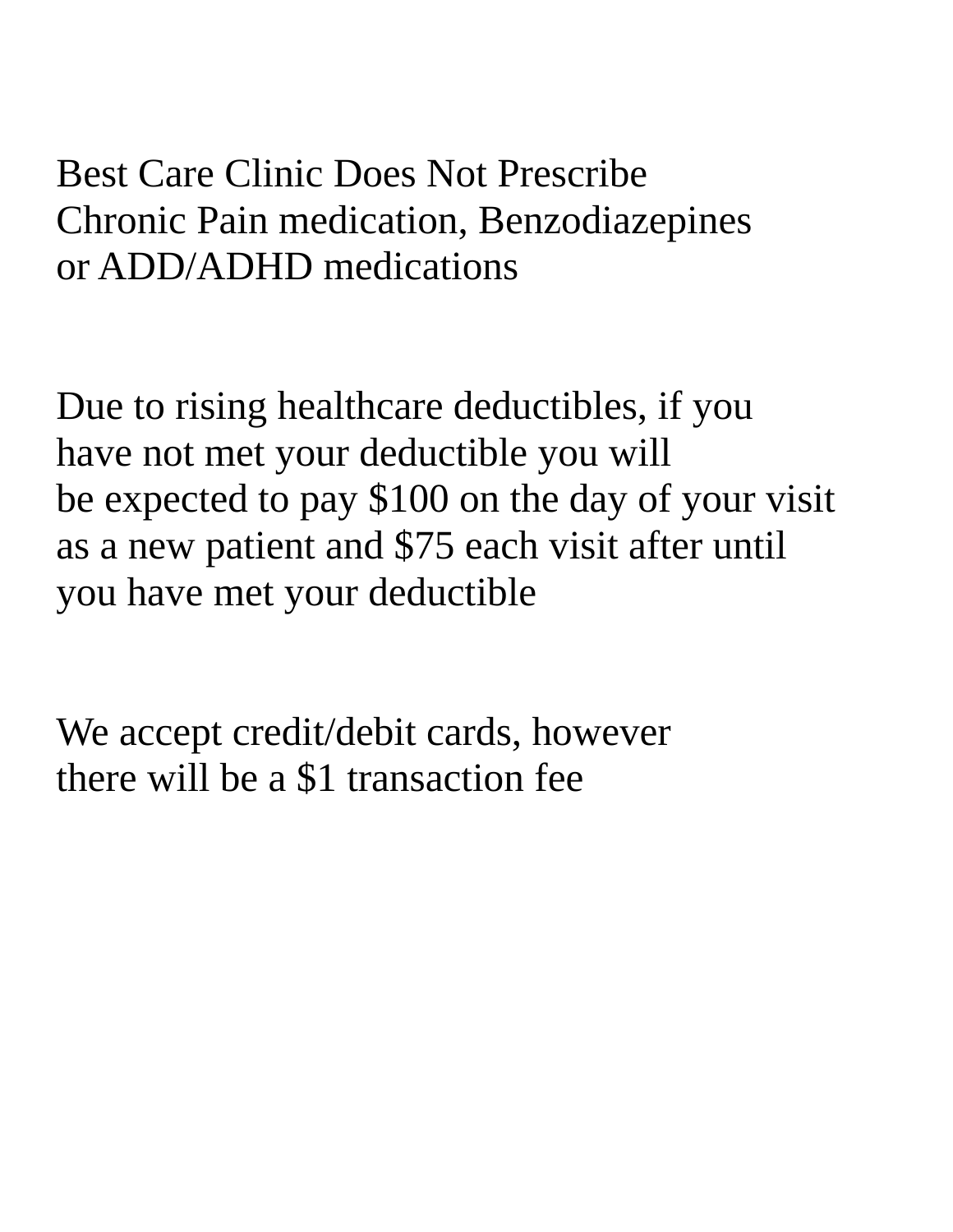Best Care Clinic Does Not Prescribe
Chronic Pain medication, Benzodiazepines
or ADD/ADHD medications

Due to rising healthcare deductibles, if you
have not met your deductible you will
be expected to pay $100 on the day of your visit
as a new patient and $75 each visit after until
you have met your deductible

We accept credit/debit cards, however
there will be a $1 transaction fee